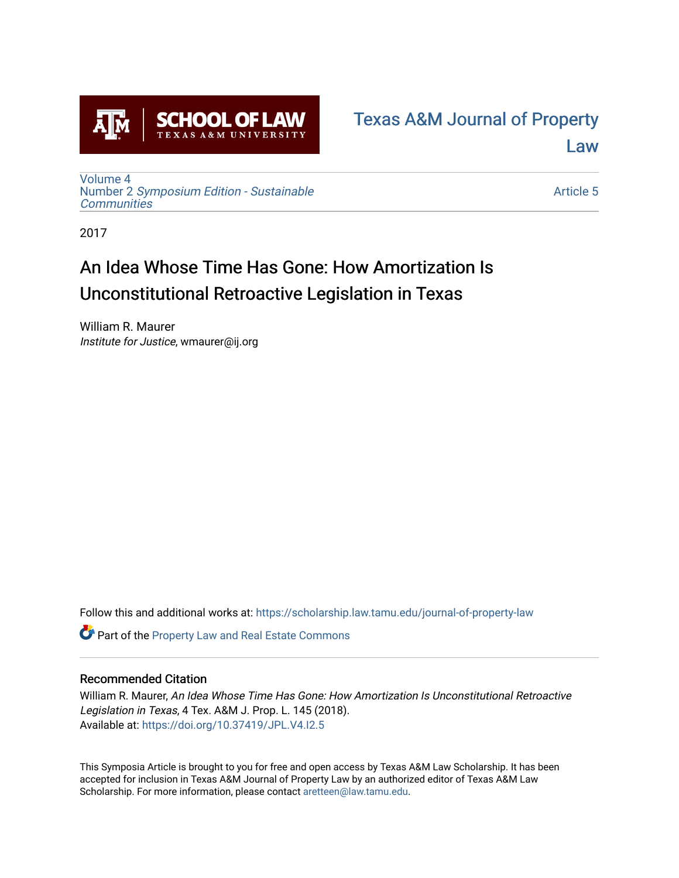Texas A&M Journal of Property Law

Volume 4
Number 2 *Symposium Edition - Sustainable Communities*

Article 5

2017

# An Idea Whose Time Has Gone: How Amortization Is Unconstitutional Retroactive Legislation in Texas

William R. Maurer
*Institute for Justice*, wmaurer@ij.org

Follow this and additional works at: https://scholarship.law.tamu.edu/journal-of-property-law

Part of the Property Law and Real Estate Commons

## Recommended Citation

William R. Maurer, *An Idea Whose Time Has Gone: How Amortization Is Unconstitutional Retroactive Legislation in Texas*, 4 Tex. A&M J. Prop. L. 145 (2018).
Available at: https://doi.org/10.37419/JPL.V4.I2.5

This Symposia Article is brought to you for free and open access by Texas A&M Law Scholarship. It has been accepted for inclusion in Texas A&M Journal of Property Law by an authorized editor of Texas A&M Law Scholarship. For more information, please contact aretteen@law.tamu.edu.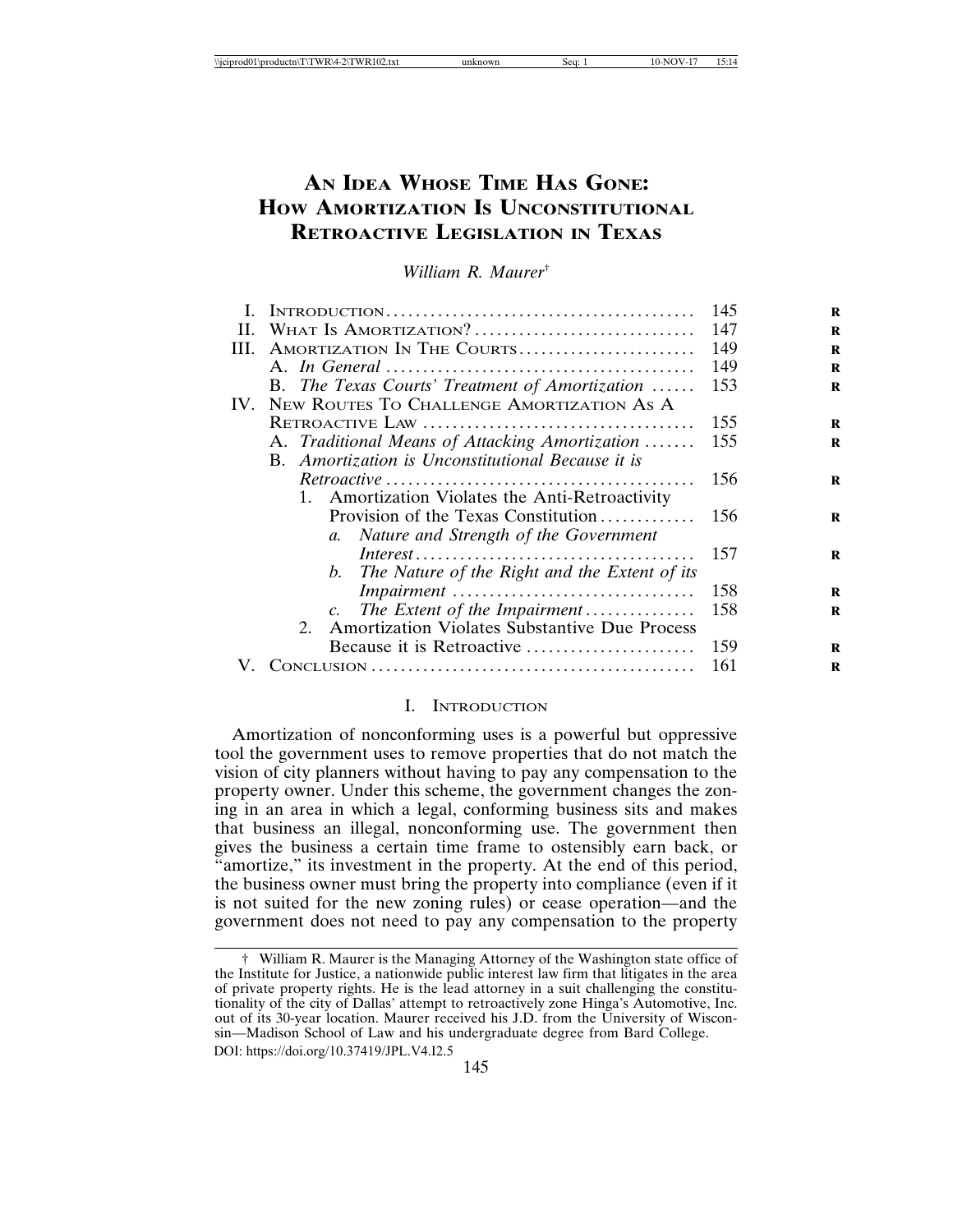# An Idea Whose Time Has Gone: How Amortization Is Unconstitutional Retroactive Legislation in Texas

*William R. Maurer*†

| | | |
|---|---|---|
| I. | Introduction | 145 |
| II. | What Is Amortization? | 147 |
| III. | Amortization In The Courts | 149 |
| | A. *In General* | 149 |
| | B. *The Texas Courts' Treatment of Amortization* | 153 |
| IV. | New Routes To Challenge Amortization As A Retroactive Law | 155 |
| | A. *Traditional Means of Attacking Amortization* | 155 |
| | B. *Amortization is Unconstitutional Because it is Retroactive* | 156 |
| | 1. Amortization Violates the Anti-Retroactivity Provision of the Texas Constitution | 156 |
| | *a. Nature and Strength of the Government Interest* | 157 |
| | *b. The Nature of the Right and the Extent of its Impairment* | 158 |
| | *c. The Extent of the Impairment* | 158 |
| | 2. Amortization Violates Substantive Due Process Because it is Retroactive | 159 |
| V. | Conclusion | 161 |

## I. Introduction

Amortization of nonconforming uses is a powerful but oppressive tool the government uses to remove properties that do not match the vision of city planners without having to pay any compensation to the property owner. Under this scheme, the government changes the zoning in an area in which a legal, conforming business sits and makes that business an illegal, nonconforming use. The government then gives the business a certain time frame to ostensibly earn back, or "amortize," its investment in the property. At the end of this period, the business owner must bring the property into compliance (even if it is not suited for the new zoning rules) or cease operation—and the government does not need to pay any compensation to the property

---

† William R. Maurer is the Managing Attorney of the Washington state office of the Institute for Justice, a nationwide public interest law firm that litigates in the area of private property rights. He is the lead attorney in a suit challenging the constitutionality of the city of Dallas' attempt to retroactively zone Hinga's Automotive, Inc. out of its 30-year location. Maurer received his J.D. from the University of Wisconsin—Madison School of Law and his undergraduate degree from Bard College.

DOI: https://doi.org/10.37419/JPL.V4.I2.5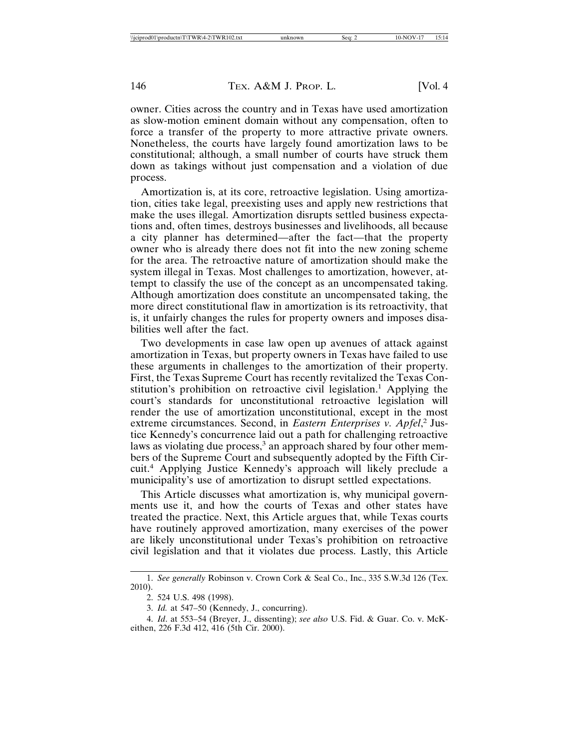owner. Cities across the country and in Texas have used amortization as slow-motion eminent domain without any compensation, often to force a transfer of the property to more attractive private owners. Nonetheless, the courts have largely found amortization laws to be constitutional; although, a small number of courts have struck them down as takings without just compensation and a violation of due process.

Amortization is, at its core, retroactive legislation. Using amortization, cities take legal, preexisting uses and apply new restrictions that make the uses illegal. Amortization disrupts settled business expectations and, often times, destroys businesses and livelihoods, all because a city planner has determined—after the fact—that the property owner who is already there does not fit into the new zoning scheme for the area. The retroactive nature of amortization should make the system illegal in Texas. Most challenges to amortization, however, attempt to classify the use of the concept as an uncompensated taking. Although amortization does constitute an uncompensated taking, the more direct constitutional flaw in amortization is its retroactivity, that is, it unfairly changes the rules for property owners and imposes disabilities well after the fact.

Two developments in case law open up avenues of attack against amortization in Texas, but property owners in Texas have failed to use these arguments in challenges to the amortization of their property. First, the Texas Supreme Court has recently revitalized the Texas Constitution's prohibition on retroactive civil legislation.[1] Applying the court's standards for unconstitutional retroactive legislation will render the use of amortization unconstitutional, except in the most extreme circumstances. Second, in *Eastern Enterprises v. Apfel*,[2] Justice Kennedy's concurrence laid out a path for challenging retroactive laws as violating due process,[3] an approach shared by four other members of the Supreme Court and subsequently adopted by the Fifth Circuit.[4] Applying Justice Kennedy's approach will likely preclude a municipality's use of amortization to disrupt settled expectations.

This Article discusses what amortization is, why municipal governments use it, and how the courts of Texas and other states have treated the practice. Next, this Article argues that, while Texas courts have routinely approved amortization, many exercises of the power are likely unconstitutional under Texas's prohibition on retroactive civil legislation and that it violates due process. Lastly, this Article

---

1. *See generally* Robinson v. Crown Cork & Seal Co., Inc., 335 S.W.3d 126 (Tex. 2010).

2. 524 U.S. 498 (1998).

3. *Id.* at 547–50 (Kennedy, J., concurring).

4. *Id*. at 553–54 (Breyer, J., dissenting); *see also* U.S. Fid. & Guar. Co. v. McKeithen, 226 F.3d 412, 416 (5th Cir. 2000).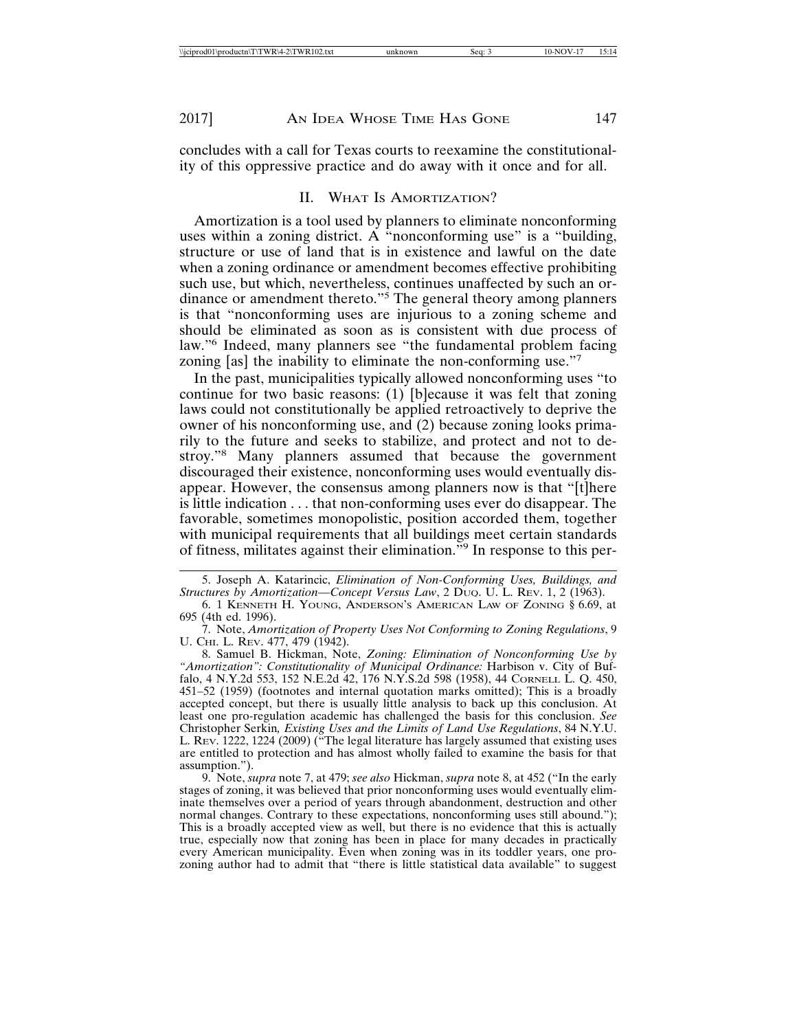concludes with a call for Texas courts to reexamine the constitutionality of this oppressive practice and do away with it once and for all.

## II. What Is Amortization?

Amortization is a tool used by planners to eliminate nonconforming uses within a zoning district. A "nonconforming use" is a "building, structure or use of land that is in existence and lawful on the date when a zoning ordinance or amendment becomes effective prohibiting such use, but which, nevertheless, continues unaffected by such an ordinance or amendment thereto."[5] The general theory among planners is that "nonconforming uses are injurious to a zoning scheme and should be eliminated as soon as is consistent with due process of law."[6] Indeed, many planners see "the fundamental problem facing zoning [as] the inability to eliminate the non-conforming use."[7]

In the past, municipalities typically allowed nonconforming uses "to continue for two basic reasons: (1) [b]ecause it was felt that zoning laws could not constitutionally be applied retroactively to deprive the owner of his nonconforming use, and (2) because zoning looks primarily to the future and seeks to stabilize, and protect and not to destroy."[8] Many planners assumed that because the government discouraged their existence, nonconforming uses would eventually disappear. However, the consensus among planners now is that "[t]here is little indication . . . that non-conforming uses ever do disappear. The favorable, sometimes monopolistic, position accorded them, together with municipal requirements that all buildings meet certain standards of fitness, militates against their elimination."[9] In response to this per-

---

5. Joseph A. Katarincic, *Elimination of Non-Conforming Uses, Buildings, and Structures by Amortization—Concept Versus Law*, 2 Duq. U. L. Rev. 1, 2 (1963).

6. 1 Kenneth H. Young, Anderson's American Law of Zoning § 6.69, at 695 (4th ed. 1996).

7. Note, *Amortization of Property Uses Not Conforming to Zoning Regulations*, 9 U. Chi. L. Rev. 477, 479 (1942).

8. Samuel B. Hickman, Note, *Zoning: Elimination of Nonconforming Use by "Amortization": Constitutionality of Municipal Ordinance:* Harbison v. City of Buffalo, 4 N.Y.2d 553, 152 N.E.2d 42, 176 N.Y.S.2d 598 (1958), 44 Cornell L. Q. 450, 451–52 (1959) (footnotes and internal quotation marks omitted); This is a broadly accepted concept, but there is usually little analysis to back up this conclusion. At least one pro-regulation academic has challenged the basis for this conclusion. *See* Christopher Serkin*, Existing Uses and the Limits of Land Use Regulations*, 84 N.Y.U. L. Rev. 1222, 1224 (2009) ("The legal literature has largely assumed that existing uses are entitled to protection and has almost wholly failed to examine the basis for that assumption.").

9. Note, *supra* note 7, at 479; *see also* Hickman, *supra* note 8, at 452 ("In the early stages of zoning, it was believed that prior nonconforming uses would eventually eliminate themselves over a period of years through abandonment, destruction and other normal changes. Contrary to these expectations, nonconforming uses still abound."); This is a broadly accepted view as well, but there is no evidence that this is actually true, especially now that zoning has been in place for many decades in practically every American municipality. Even when zoning was in its toddler years, one pro-zoning author had to admit that "there is little statistical data available" to suggest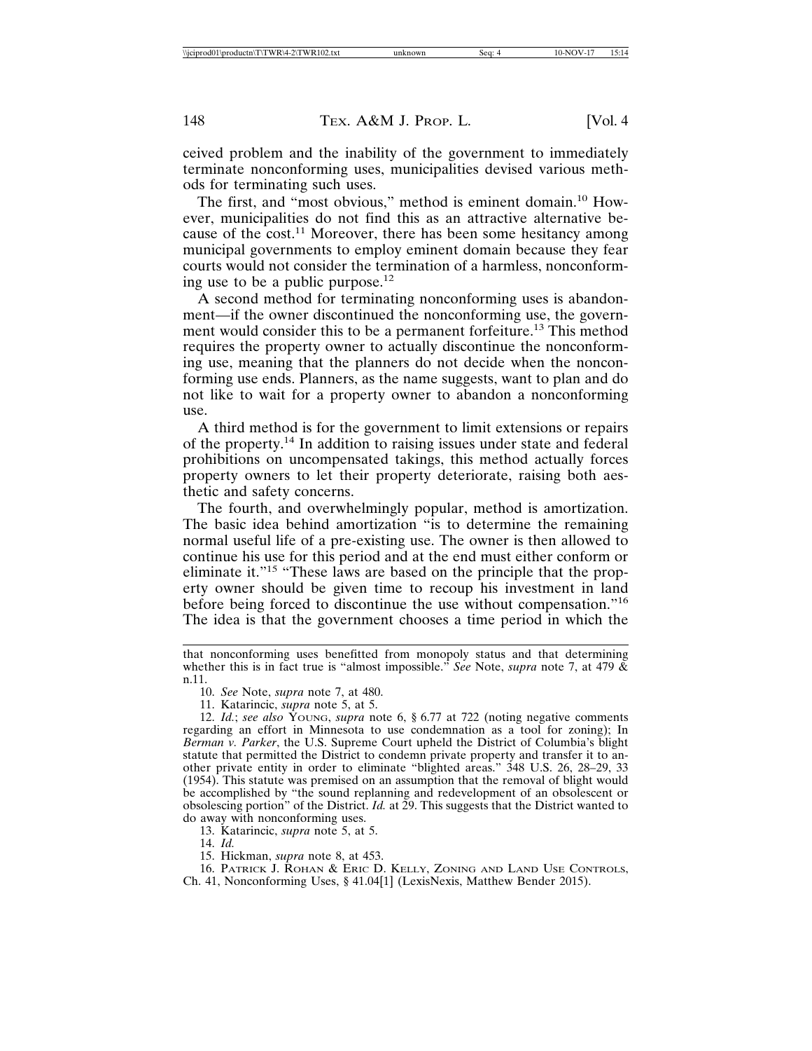ceived problem and the inability of the government to immediately terminate nonconforming uses, municipalities devised various methods for terminating such uses.

The first, and "most obvious," method is eminent domain.[10] However, municipalities do not find this as an attractive alternative because of the cost.[11] Moreover, there has been some hesitancy among municipal governments to employ eminent domain because they fear courts would not consider the termination of a harmless, nonconforming use to be a public purpose.[12]

A second method for terminating nonconforming uses is abandonment—if the owner discontinued the nonconforming use, the government would consider this to be a permanent forfeiture.[13] This method requires the property owner to actually discontinue the nonconforming use, meaning that the planners do not decide when the nonconforming use ends. Planners, as the name suggests, want to plan and do not like to wait for a property owner to abandon a nonconforming use.

A third method is for the government to limit extensions or repairs of the property.[14] In addition to raising issues under state and federal prohibitions on uncompensated takings, this method actually forces property owners to let their property deteriorate, raising both aesthetic and safety concerns.

The fourth, and overwhelmingly popular, method is amortization. The basic idea behind amortization "is to determine the remaining normal useful life of a pre-existing use. The owner is then allowed to continue his use for this period and at the end must either conform or eliminate it."[15] "These laws are based on the principle that the property owner should be given time to recoup his investment in land before being forced to discontinue the use without compensation."[16] The idea is that the government chooses a time period in which the

---

that nonconforming uses benefitted from monopoly status and that determining whether this is in fact true is "almost impossible." *See* Note, *supra* note 7, at 479 & n.11.

10. *See* Note, *supra* note 7, at 480.

11. Katarincic, *supra* note 5, at 5.

12. *Id.*; *see also* YOUNG, *supra* note 6, § 6.77 at 722 (noting negative comments regarding an effort in Minnesota to use condemnation as a tool for zoning); In *Berman v. Parker*, the U.S. Supreme Court upheld the District of Columbia's blight statute that permitted the District to condemn private property and transfer it to another private entity in order to eliminate "blighted areas." 348 U.S. 26, 28–29, 33 (1954). This statute was premised on an assumption that the removal of blight would be accomplished by "the sound replanning and redevelopment of an obsolescent or obsolescing portion" of the District. *Id.* at 29. This suggests that the District wanted to do away with nonconforming uses.

13. Katarincic, *supra* note 5, at 5.

14. *Id.*

15. Hickman, *supra* note 8, at 453.

16. PATRICK J. ROHAN & ERIC D. KELLY, ZONING AND LAND USE CONTROLS, Ch. 41, Nonconforming Uses, § 41.04[1] (LexisNexis, Matthew Bender 2015).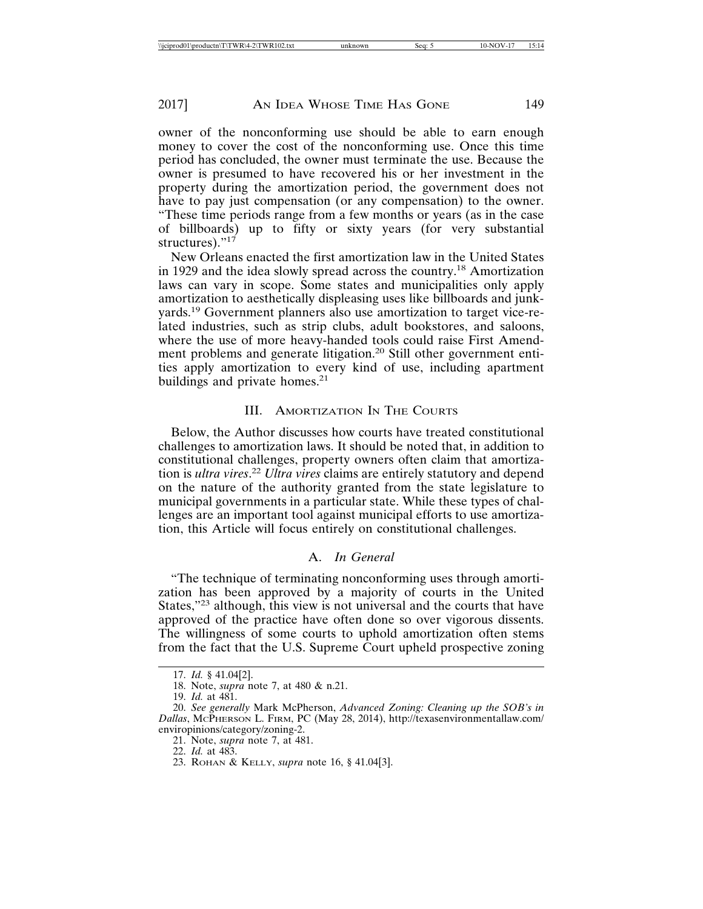owner of the nonconforming use should be able to earn enough money to cover the cost of the nonconforming use. Once this time period has concluded, the owner must terminate the use. Because the owner is presumed to have recovered his or her investment in the property during the amortization period, the government does not have to pay just compensation (or any compensation) to the owner. "These time periods range from a few months or years (as in the case of billboards) up to fifty or sixty years (for very substantial structures)."[17]

New Orleans enacted the first amortization law in the United States in 1929 and the idea slowly spread across the country.[18] Amortization laws can vary in scope. Some states and municipalities only apply amortization to aesthetically displeasing uses like billboards and junkyards.[19] Government planners also use amortization to target vice-related industries, such as strip clubs, adult bookstores, and saloons, where the use of more heavy-handed tools could raise First Amendment problems and generate litigation.[20] Still other government entities apply amortization to every kind of use, including apartment buildings and private homes.[21]

## III. Amortization In The Courts

Below, the Author discusses how courts have treated constitutional challenges to amortization laws. It should be noted that, in addition to constitutional challenges, property owners often claim that amortization is *ultra vires*.[22] *Ultra vires* claims are entirely statutory and depend on the nature of the authority granted from the state legislature to municipal governments in a particular state. While these types of challenges are an important tool against municipal efforts to use amortization, this Article will focus entirely on constitutional challenges.

### A. *In General*

"The technique of terminating nonconforming uses through amortization has been approved by a majority of courts in the United States,"[23] although, this view is not universal and the courts that have approved of the practice have often done so over vigorous dissents. The willingness of some courts to uphold amortization often stems from the fact that the U.S. Supreme Court upheld prospective zoning

---

17. *Id.* § 41.04[2].

18. Note, *supra* note 7, at 480 & n.21.

19. *Id.* at 481.

20. *See generally* Mark McPherson, *Advanced Zoning: Cleaning up the SOB's in Dallas*, McPherson L. Firm, PC (May 28, 2014), http://texasenvironmentallaw.com/enviropinions/category/zoning-2.

21. Note, *supra* note 7, at 481.

22. *Id.* at 483.

23. Rohan & Kelly, *supra* note 16, § 41.04[3].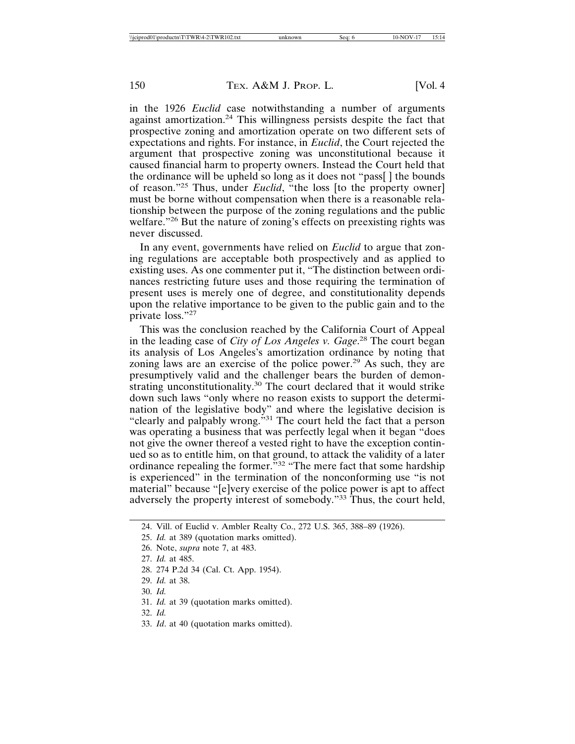in the 1926 *Euclid* case notwithstanding a number of arguments against amortization.[24] This willingness persists despite the fact that prospective zoning and amortization operate on two different sets of expectations and rights. For instance, in *Euclid*, the Court rejected the argument that prospective zoning was unconstitutional because it caused financial harm to property owners. Instead the Court held that the ordinance will be upheld so long as it does not "pass[ ] the bounds of reason."[25] Thus, under *Euclid*, "the loss [to the property owner] must be borne without compensation when there is a reasonable relationship between the purpose of the zoning regulations and the public welfare."[26] But the nature of zoning's effects on preexisting rights was never discussed.

In any event, governments have relied on *Euclid* to argue that zoning regulations are acceptable both prospectively and as applied to existing uses. As one commenter put it, "The distinction between ordinances restricting future uses and those requiring the termination of present uses is merely one of degree, and constitutionality depends upon the relative importance to be given to the public gain and to the private loss."[27]

This was the conclusion reached by the California Court of Appeal in the leading case of *City of Los Angeles v. Gage*.[28] The court began its analysis of Los Angeles's amortization ordinance by noting that zoning laws are an exercise of the police power.[29] As such, they are presumptively valid and the challenger bears the burden of demonstrating unconstitutionality.[30] The court declared that it would strike down such laws "only where no reason exists to support the determination of the legislative body" and where the legislative decision is "clearly and palpably wrong."[31] The court held the fact that a person was operating a business that was perfectly legal when it began "does not give the owner thereof a vested right to have the exception continued so as to entitle him, on that ground, to attack the validity of a later ordinance repealing the former."[32] "The mere fact that some hardship is experienced" in the termination of the nonconforming use "is not material" because "[e]very exercise of the police power is apt to affect adversely the property interest of somebody."[33] Thus, the court held,

---

24. Vill. of Euclid v. Ambler Realty Co., 272 U.S. 365, 388–89 (1926).
25. *Id.* at 389 (quotation marks omitted).
26. Note, *supra* note 7, at 483.
27. *Id.* at 485.
28. 274 P.2d 34 (Cal. Ct. App. 1954).
29. *Id.* at 38.
30. *Id.*
31. *Id.* at 39 (quotation marks omitted).
32. *Id.*
33. *Id*. at 40 (quotation marks omitted).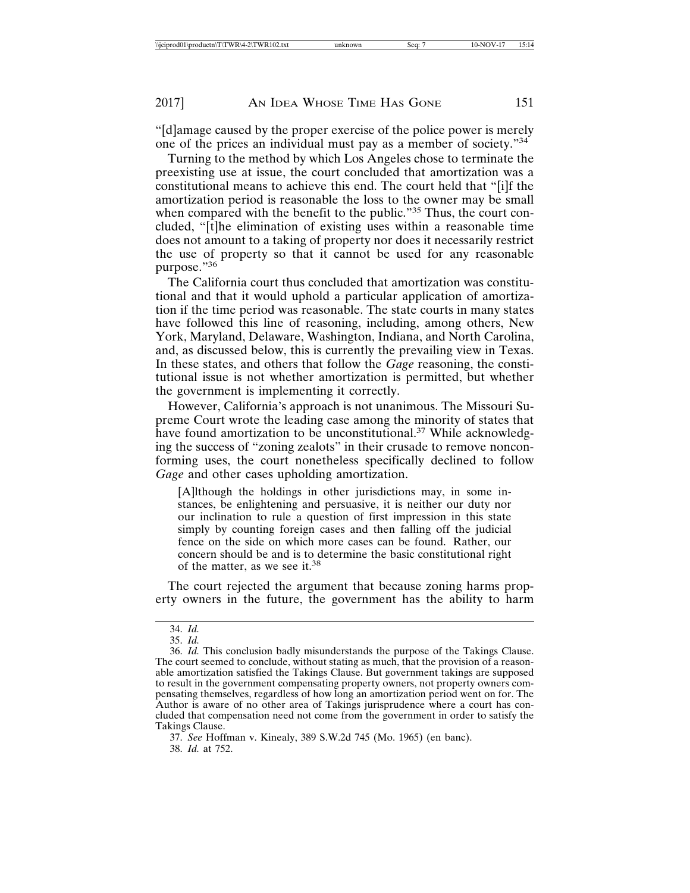"[d]amage caused by the proper exercise of the police power is merely one of the prices an individual must pay as a member of society."[34]

Turning to the method by which Los Angeles chose to terminate the preexisting use at issue, the court concluded that amortization was a constitutional means to achieve this end. The court held that "[i]f the amortization period is reasonable the loss to the owner may be small when compared with the benefit to the public."[35] Thus, the court concluded, "[t]he elimination of existing uses within a reasonable time does not amount to a taking of property nor does it necessarily restrict the use of property so that it cannot be used for any reasonable purpose."[36]

The California court thus concluded that amortization was constitutional and that it would uphold a particular application of amortization if the time period was reasonable. The state courts in many states have followed this line of reasoning, including, among others, New York, Maryland, Delaware, Washington, Indiana, and North Carolina, and, as discussed below, this is currently the prevailing view in Texas. In these states, and others that follow the *Gage* reasoning, the constitutional issue is not whether amortization is permitted, but whether the government is implementing it correctly.

However, California's approach is not unanimous. The Missouri Supreme Court wrote the leading case among the minority of states that have found amortization to be unconstitutional.[37] While acknowledging the success of "zoning zealots" in their crusade to remove nonconforming uses, the court nonetheless specifically declined to follow *Gage* and other cases upholding amortization.

> [A]lthough the holdings in other jurisdictions may, in some instances, be enlightening and persuasive, it is neither our duty nor our inclination to rule a question of first impression in this state simply by counting foreign cases and then falling off the judicial fence on the side on which more cases can be found. Rather, our concern should be and is to determine the basic constitutional right of the matter, as we see it.[38]

The court rejected the argument that because zoning harms property owners in the future, the government has the ability to harm

---

34. *Id.*

35. *Id.*

36. *Id.* This conclusion badly misunderstands the purpose of the Takings Clause. The court seemed to conclude, without stating as much, that the provision of a reasonable amortization satisfied the Takings Clause. But government takings are supposed to result in the government compensating property owners, not property owners compensating themselves, regardless of how long an amortization period went on for. The Author is aware of no other area of Takings jurisprudence where a court has concluded that compensation need not come from the government in order to satisfy the Takings Clause.

37. *See* Hoffman v. Kinealy, 389 S.W.2d 745 (Mo. 1965) (en banc).

38. *Id.* at 752.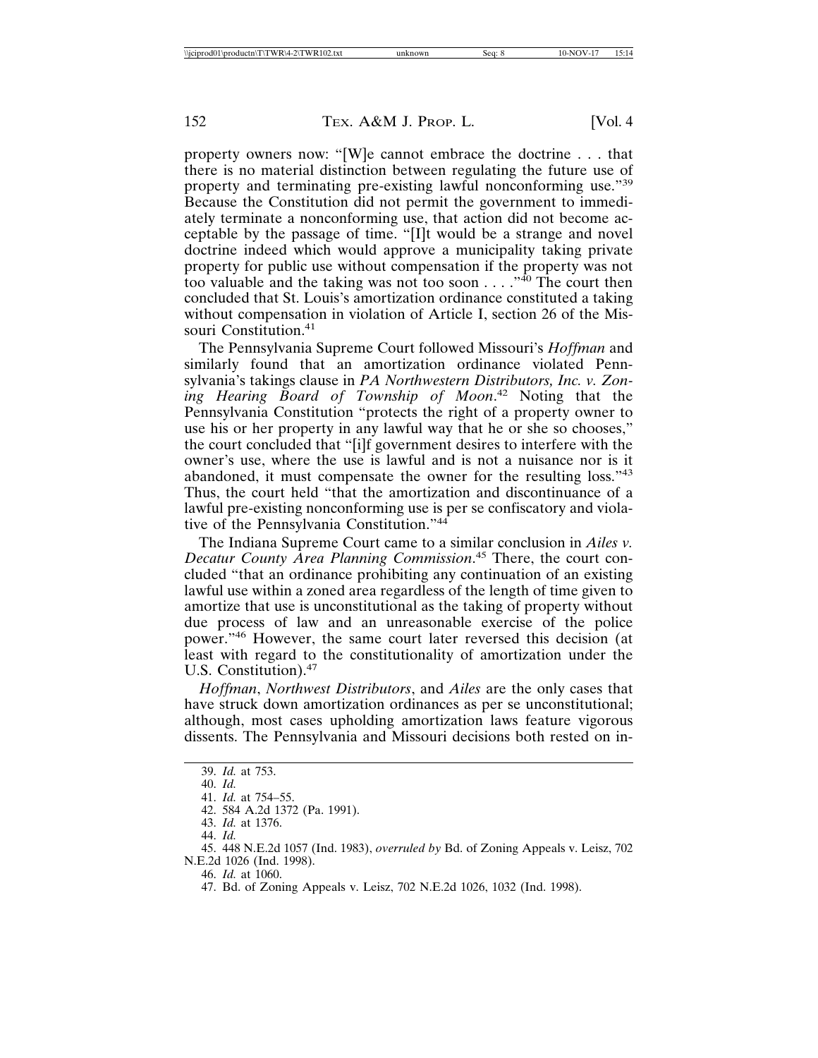property owners now: "[W]e cannot embrace the doctrine . . . that there is no material distinction between regulating the future use of property and terminating pre-existing lawful nonconforming use."[39] Because the Constitution did not permit the government to immediately terminate a nonconforming use, that action did not become acceptable by the passage of time. "[I]t would be a strange and novel doctrine indeed which would approve a municipality taking private property for public use without compensation if the property was not too valuable and the taking was not too soon . . . ."[40] The court then concluded that St. Louis's amortization ordinance constituted a taking without compensation in violation of Article I, section 26 of the Missouri Constitution.[41]

The Pennsylvania Supreme Court followed Missouri's *Hoffman* and similarly found that an amortization ordinance violated Pennsylvania's takings clause in *PA Northwestern Distributors, Inc. v. Zoning Hearing Board of Township of Moon*.[42] Noting that the Pennsylvania Constitution "protects the right of a property owner to use his or her property in any lawful way that he or she so chooses," the court concluded that "[i]f government desires to interfere with the owner's use, where the use is lawful and is not a nuisance nor is it abandoned, it must compensate the owner for the resulting loss."[43] Thus, the court held "that the amortization and discontinuance of a lawful pre-existing nonconforming use is per se confiscatory and violative of the Pennsylvania Constitution."[44]

The Indiana Supreme Court came to a similar conclusion in *Ailes v. Decatur County Area Planning Commission*.[45] There, the court concluded "that an ordinance prohibiting any continuation of an existing lawful use within a zoned area regardless of the length of time given to amortize that use is unconstitutional as the taking of property without due process of law and an unreasonable exercise of the police power."[46] However, the same court later reversed this decision (at least with regard to the constitutionality of amortization under the U.S. Constitution).[47]

*Hoffman*, *Northwest Distributors*, and *Ailes* are the only cases that have struck down amortization ordinances as per se unconstitutional; although, most cases upholding amortization laws feature vigorous dissents. The Pennsylvania and Missouri decisions both rested on in-

---

39. *Id.* at 753.

40. *Id.*

41. *Id.* at 754–55.

42. 584 A.2d 1372 (Pa. 1991).

43. *Id.* at 1376.

44. *Id.*

45. 448 N.E.2d 1057 (Ind. 1983), *overruled by* Bd. of Zoning Appeals v. Leisz, 702 N.E.2d 1026 (Ind. 1998).

46. *Id.* at 1060.

47. Bd. of Zoning Appeals v. Leisz, 702 N.E.2d 1026, 1032 (Ind. 1998).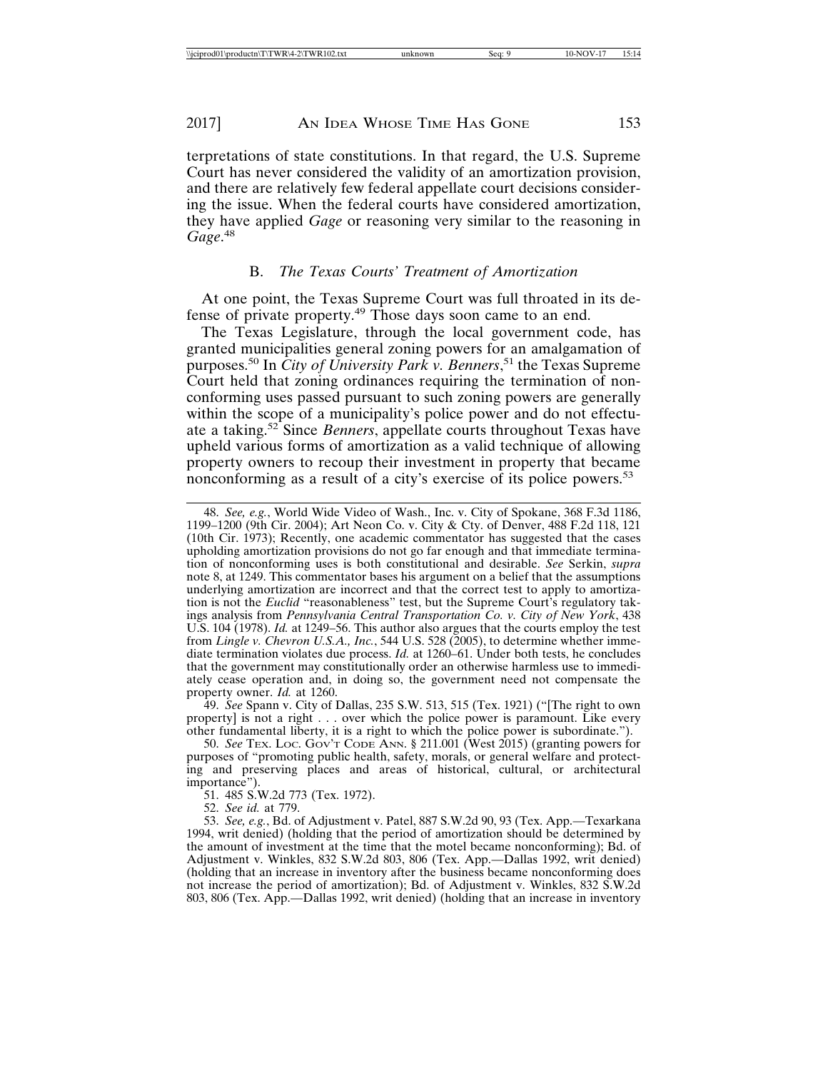terpretations of state constitutions. In that regard, the U.S. Supreme Court has never considered the validity of an amortization provision, and there are relatively few federal appellate court decisions considering the issue. When the federal courts have considered amortization, they have applied *Gage* or reasoning very similar to the reasoning in *Gage*.[48]

### B. *The Texas Courts' Treatment of Amortization*

At one point, the Texas Supreme Court was full throated in its defense of private property.[49] Those days soon came to an end.

The Texas Legislature, through the local government code, has granted municipalities general zoning powers for an amalgamation of purposes.[50] In *City of University Park v. Benners*,[51] the Texas Supreme Court held that zoning ordinances requiring the termination of nonconforming uses passed pursuant to such zoning powers are generally within the scope of a municipality's police power and do not effectuate a taking.[52] Since *Benners*, appellate courts throughout Texas have upheld various forms of amortization as a valid technique of allowing property owners to recoup their investment in property that became nonconforming as a result of a city's exercise of its police powers.[53]

---

48. *See, e.g.*, World Wide Video of Wash., Inc. v. City of Spokane, 368 F.3d 1186, 1199–1200 (9th Cir. 2004); Art Neon Co. v. City & Cty. of Denver, 488 F.2d 118, 121 (10th Cir. 1973); Recently, one academic commentator has suggested that the cases upholding amortization provisions do not go far enough and that immediate termination of nonconforming uses is both constitutional and desirable. *See* Serkin, *supra* note 8, at 1249. This commentator bases his argument on a belief that the assumptions underlying amortization are incorrect and that the correct test to apply to amortization is not the *Euclid* "reasonableness" test, but the Supreme Court's regulatory takings analysis from *Pennsylvania Central Transportation Co. v. City of New York*, 438 U.S. 104 (1978). *Id.* at 1249–56. This author also argues that the courts employ the test from *Lingle v. Chevron U.S.A., Inc.*, 544 U.S. 528 (2005), to determine whether immediate termination violates due process. *Id.* at 1260–61. Under both tests, he concludes that the government may constitutionally order an otherwise harmless use to immediately cease operation and, in doing so, the government need not compensate the property owner. *Id.* at 1260.

49. *See* Spann v. City of Dallas, 235 S.W. 513, 515 (Tex. 1921) ("[The right to own property] is not a right . . . over which the police power is paramount. Like every other fundamental liberty, it is a right to which the police power is subordinate.").

50. *See* Tex. Loc. Gov't Code Ann. § 211.001 (West 2015) (granting powers for purposes of "promoting public health, safety, morals, or general welfare and protecting and preserving places and areas of historical, cultural, or architectural importance").

51. 485 S.W.2d 773 (Tex. 1972).

52. *See id.* at 779.

53. *See, e.g.*, Bd. of Adjustment v. Patel, 887 S.W.2d 90, 93 (Tex. App.—Texarkana 1994, writ denied) (holding that the period of amortization should be determined by the amount of investment at the time that the motel became nonconforming); Bd. of Adjustment v. Winkles, 832 S.W.2d 803, 806 (Tex. App.—Dallas 1992, writ denied) (holding that an increase in inventory after the business became nonconforming does not increase the period of amortization); Bd. of Adjustment v. Winkles, 832 S.W.2d 803, 806 (Tex. App.—Dallas 1992, writ denied) (holding that an increase in inventory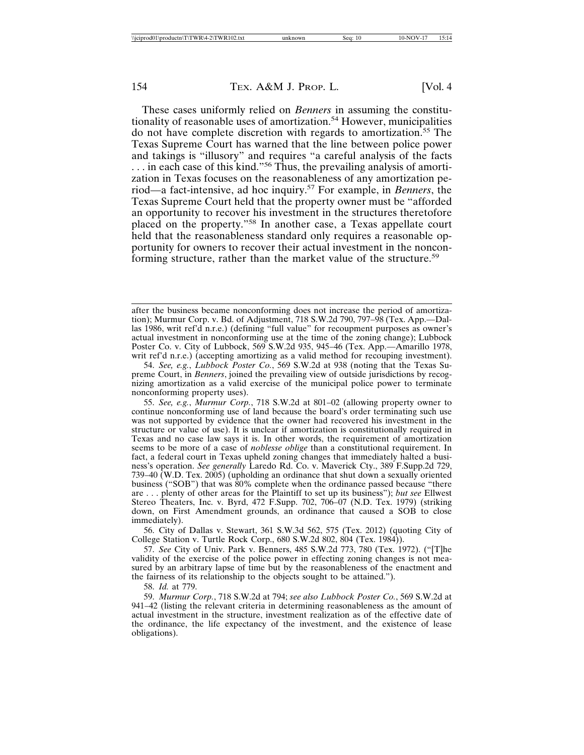These cases uniformly relied on *Benners* in assuming the constitutionality of reasonable uses of amortization.[54] However, municipalities do not have complete discretion with regards to amortization.[55] The Texas Supreme Court has warned that the line between police power and takings is "illusory" and requires "a careful analysis of the facts . . . in each case of this kind."[56] Thus, the prevailing analysis of amortization in Texas focuses on the reasonableness of any amortization period—a fact-intensive, ad hoc inquiry.[57] For example, in *Benners*, the Texas Supreme Court held that the property owner must be "afforded an opportunity to recover his investment in the structures theretofore placed on the property."[58] In another case, a Texas appellate court held that the reasonableness standard only requires a reasonable opportunity for owners to recover their actual investment in the nonconforming structure, rather than the market value of the structure.[59]

---

after the business became nonconforming does not increase the period of amortization); Murmur Corp. v. Bd. of Adjustment, 718 S.W.2d 790, 797–98 (Tex. App.—Dallas 1986, writ ref'd n.r.e.) (defining "full value" for recoupment purposes as owner's actual investment in nonconforming use at the time of the zoning change); Lubbock Poster Co. v. City of Lubbock, 569 S.W.2d 935, 945–46 (Tex. App.—Amarillo 1978, writ ref'd n.r.e.) (accepting amortizing as a valid method for recouping investment).

54. *See, e.g.*, *Lubbock Poster Co.*, 569 S.W.2d at 938 (noting that the Texas Supreme Court, in *Benners*, joined the prevailing view of outside jurisdictions by recognizing amortization as a valid exercise of the municipal police power to terminate nonconforming property uses).

55. *See, e.g.*, *Murmur Corp.*, 718 S.W.2d at 801–02 (allowing property owner to continue nonconforming use of land because the board's order terminating such use was not supported by evidence that the owner had recovered his investment in the structure or value of use). It is unclear if amortization is constitutionally required in Texas and no case law says it is. In other words, the requirement of amortization seems to be more of a case of *noblesse oblige* than a constitutional requirement. In fact, a federal court in Texas upheld zoning changes that immediately halted a business's operation. *See generally* Laredo Rd. Co. v. Maverick Cty., 389 F.Supp.2d 729, 739–40 (W.D. Tex. 2005) (upholding an ordinance that shut down a sexually oriented business ("SOB") that was 80% complete when the ordinance passed because "there are . . . plenty of other areas for the Plaintiff to set up its business"); *but see* Ellwest Stereo Theaters, Inc. v. Byrd, 472 F.Supp. 702, 706–07 (N.D. Tex. 1979) (striking down, on First Amendment grounds, an ordinance that caused a SOB to close immediately).

56. City of Dallas v. Stewart, 361 S.W.3d 562, 575 (Tex. 2012) (quoting City of College Station v. Turtle Rock Corp., 680 S.W.2d 802, 804 (Tex. 1984)).

57. *See* City of Univ. Park v. Benners, 485 S.W.2d 773, 780 (Tex. 1972). ("[T]he validity of the exercise of the police power in effecting zoning changes is not measured by an arbitrary lapse of time but by the reasonableness of the enactment and the fairness of its relationship to the objects sought to be attained.").

58. *Id.* at 779.

59. *Murmur Corp.*, 718 S.W.2d at 794; *see also Lubbock Poster Co.*, 569 S.W.2d at 941–42 (listing the relevant criteria in determining reasonableness as the amount of actual investment in the structure, investment realization as of the effective date of the ordinance, the life expectancy of the investment, and the existence of lease obligations).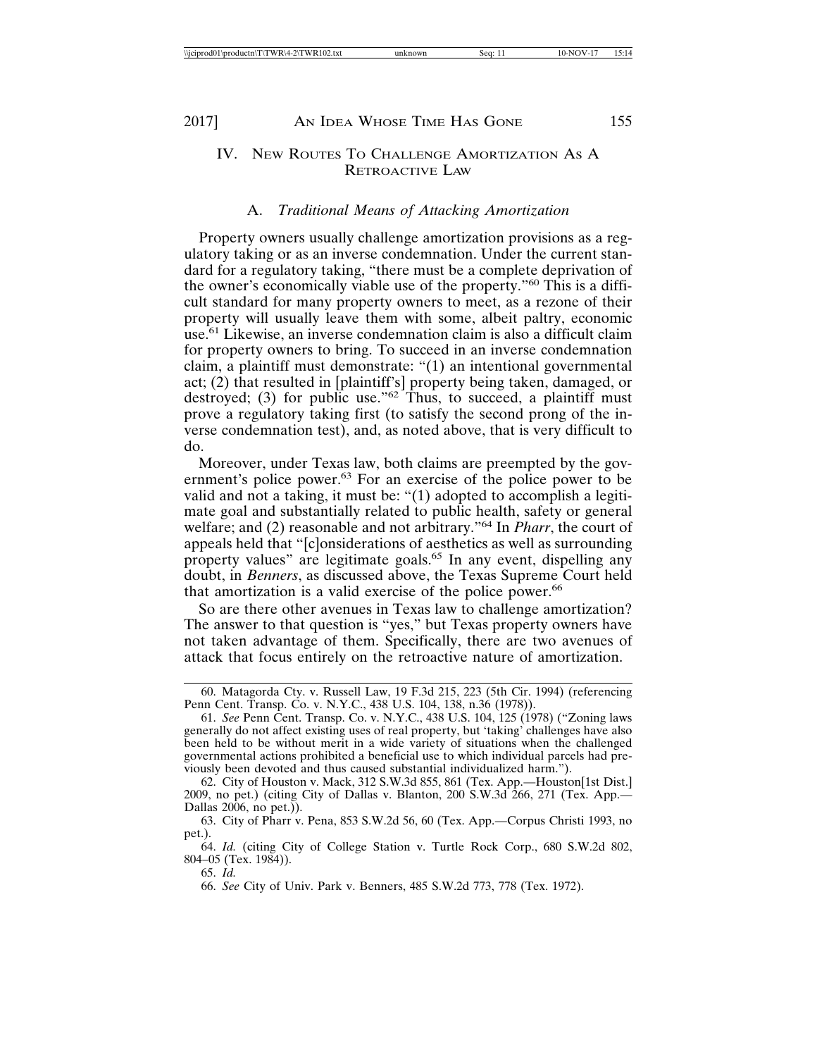## IV. New Routes To Challenge Amortization As A Retroactive Law

### A. *Traditional Means of Attacking Amortization*

Property owners usually challenge amortization provisions as a regulatory taking or as an inverse condemnation. Under the current standard for a regulatory taking, "there must be a complete deprivation of the owner's economically viable use of the property."[60] This is a difficult standard for many property owners to meet, as a rezone of their property will usually leave them with some, albeit paltry, economic use.[61] Likewise, an inverse condemnation claim is also a difficult claim for property owners to bring. To succeed in an inverse condemnation claim, a plaintiff must demonstrate: "(1) an intentional governmental act; (2) that resulted in [plaintiff's] property being taken, damaged, or destroyed; (3) for public use."[62] Thus, to succeed, a plaintiff must prove a regulatory taking first (to satisfy the second prong of the inverse condemnation test), and, as noted above, that is very difficult to do.

Moreover, under Texas law, both claims are preempted by the government's police power.[63] For an exercise of the police power to be valid and not a taking, it must be: "(1) adopted to accomplish a legitimate goal and substantially related to public health, safety or general welfare; and (2) reasonable and not arbitrary."[64] In *Pharr*, the court of appeals held that "[c]onsiderations of aesthetics as well as surrounding property values" are legitimate goals.[65] In any event, dispelling any doubt, in *Benners*, as discussed above, the Texas Supreme Court held that amortization is a valid exercise of the police power.[66]

So are there other avenues in Texas law to challenge amortization? The answer to that question is "yes," but Texas property owners have not taken advantage of them. Specifically, there are two avenues of attack that focus entirely on the retroactive nature of amortization.

---

60. Matagorda Cty. v. Russell Law, 19 F.3d 215, 223 (5th Cir. 1994) (referencing Penn Cent. Transp. Co. v. N.Y.C., 438 U.S. 104, 138, n.36 (1978)).

61. *See* Penn Cent. Transp. Co. v. N.Y.C., 438 U.S. 104, 125 (1978) ("Zoning laws generally do not affect existing uses of real property, but 'taking' challenges have also been held to be without merit in a wide variety of situations when the challenged governmental actions prohibited a beneficial use to which individual parcels had previously been devoted and thus caused substantial individualized harm.").

62. City of Houston v. Mack, 312 S.W.3d 855, 861 (Tex. App.—Houston[1st Dist.] 2009, no pet.) (citing City of Dallas v. Blanton, 200 S.W.3d 266, 271 (Tex. App.—Dallas 2006, no pet.)).

63. City of Pharr v. Pena, 853 S.W.2d 56, 60 (Tex. App.—Corpus Christi 1993, no pet.).

64. *Id.* (citing City of College Station v. Turtle Rock Corp., 680 S.W.2d 802, 804–05 (Tex. 1984)).

65. *Id.*

66. *See* City of Univ. Park v. Benners, 485 S.W.2d 773, 778 (Tex. 1972).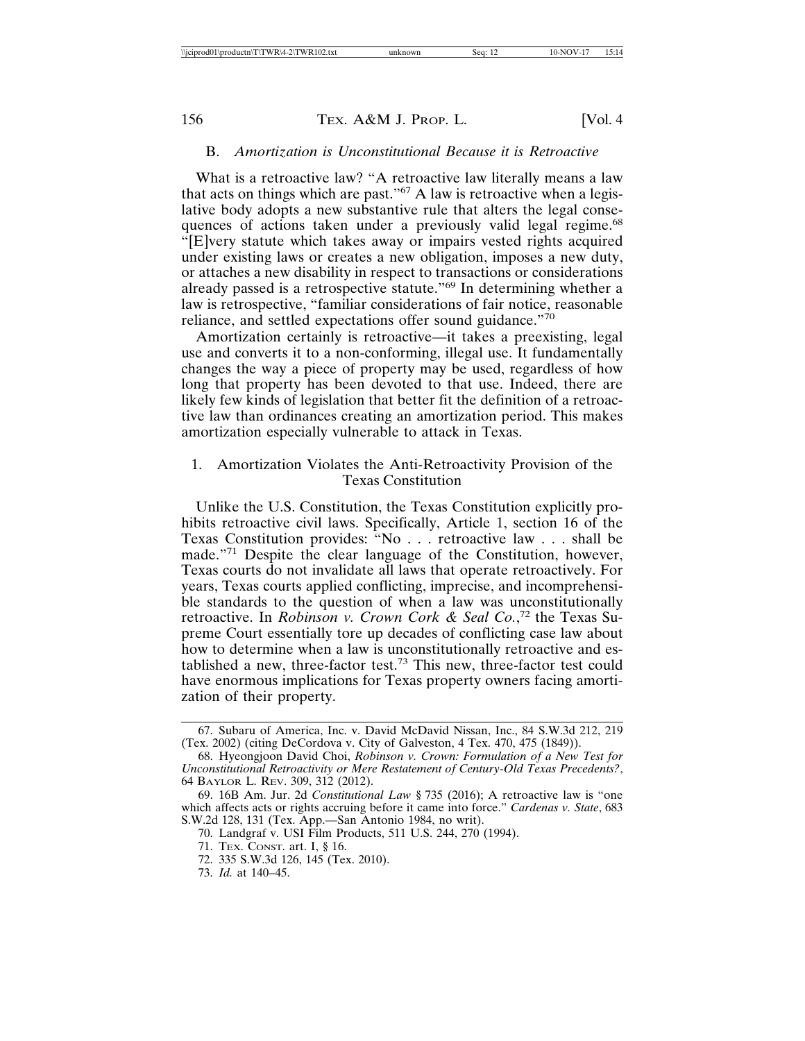### B. *Amortization is Unconstitutional Because it is Retroactive*

What is a retroactive law? "A retroactive law literally means a law that acts on things which are past."[67] A law is retroactive when a legislative body adopts a new substantive rule that alters the legal consequences of actions taken under a previously valid legal regime.[68] "[E]very statute which takes away or impairs vested rights acquired under existing laws or creates a new obligation, imposes a new duty, or attaches a new disability in respect to transactions or considerations already passed is a retrospective statute."[69] In determining whether a law is retrospective, "familiar considerations of fair notice, reasonable reliance, and settled expectations offer sound guidance."[70]

Amortization certainly is retroactive—it takes a preexisting, legal use and converts it to a non-conforming, illegal use. It fundamentally changes the way a piece of property may be used, regardless of how long that property has been devoted to that use. Indeed, there are likely few kinds of legislation that better fit the definition of a retroactive law than ordinances creating an amortization period. This makes amortization especially vulnerable to attack in Texas.

#### 1. Amortization Violates the Anti-Retroactivity Provision of the Texas Constitution

Unlike the U.S. Constitution, the Texas Constitution explicitly prohibits retroactive civil laws. Specifically, Article 1, section 16 of the Texas Constitution provides: "No . . . retroactive law . . . shall be made."[71] Despite the clear language of the Constitution, however, Texas courts do not invalidate all laws that operate retroactively. For years, Texas courts applied conflicting, imprecise, and incomprehensible standards to the question of when a law was unconstitutionally retroactive. In *Robinson v. Crown Cork & Seal Co.*,[72] the Texas Supreme Court essentially tore up decades of conflicting case law about how to determine when a law is unconstitutionally retroactive and established a new, three-factor test.[73] This new, three-factor test could have enormous implications for Texas property owners facing amortization of their property.

---

67. Subaru of America, Inc. v. David McDavid Nissan, Inc., 84 S.W.3d 212, 219 (Tex. 2002) (citing DeCordova v. City of Galveston, 4 Tex. 470, 475 (1849)).

68. Hyeongjoon David Choi, *Robinson v. Crown: Formulation of a New Test for Unconstitutional Retroactivity or Mere Restatement of Century-Old Texas Precedents?*, 64 BAYLOR L. REV. 309, 312 (2012).

69. 16B Am. Jur. 2d *Constitutional Law* § 735 (2016); A retroactive law is "one which affects acts or rights accruing before it came into force." *Cardenas v. State*, 683 S.W.2d 128, 131 (Tex. App.—San Antonio 1984, no writ).

70. Landgraf v. USI Film Products, 511 U.S. 244, 270 (1994).

71. TEX. CONST. art. I, § 16.

72. 335 S.W.3d 126, 145 (Tex. 2010).

73. *Id.* at 140–45.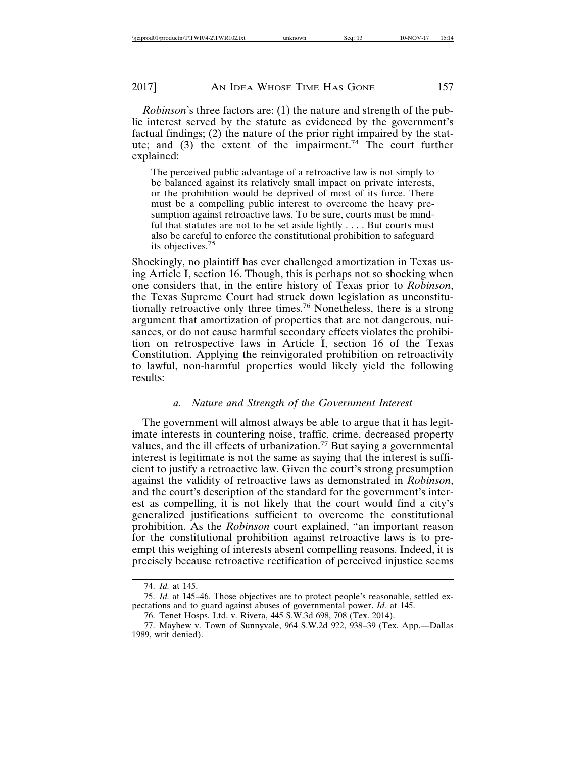*Robinson*'s three factors are: (1) the nature and strength of the public interest served by the statute as evidenced by the government's factual findings; (2) the nature of the prior right impaired by the statute; and (3) the extent of the impairment.[74] The court further explained:

> The perceived public advantage of a retroactive law is not simply to be balanced against its relatively small impact on private interests, or the prohibition would be deprived of most of its force. There must be a compelling public interest to overcome the heavy presumption against retroactive laws. To be sure, courts must be mindful that statutes are not to be set aside lightly . . . . But courts must also be careful to enforce the constitutional prohibition to safeguard its objectives.[75]

Shockingly, no plaintiff has ever challenged amortization in Texas using Article I, section 16. Though, this is perhaps not so shocking when one considers that, in the entire history of Texas prior to *Robinson*, the Texas Supreme Court had struck down legislation as unconstitutionally retroactive only three times.[76] Nonetheless, there is a strong argument that amortization of properties that are not dangerous, nuisances, or do not cause harmful secondary effects violates the prohibition on retrospective laws in Article I, section 16 of the Texas Constitution. Applying the reinvigorated prohibition on retroactivity to lawful, non-harmful properties would likely yield the following results:

#### *a. Nature and Strength of the Government Interest*

The government will almost always be able to argue that it has legitimate interests in countering noise, traffic, crime, decreased property values, and the ill effects of urbanization.[77] But saying a governmental interest is legitimate is not the same as saying that the interest is sufficient to justify a retroactive law. Given the court's strong presumption against the validity of retroactive laws as demonstrated in *Robinson*, and the court's description of the standard for the government's interest as compelling, it is not likely that the court would find a city's generalized justifications sufficient to overcome the constitutional prohibition. As the *Robinson* court explained, "an important reason for the constitutional prohibition against retroactive laws is to preempt this weighing of interests absent compelling reasons. Indeed, it is precisely because retroactive rectification of perceived injustice seems

---

74. *Id.* at 145.

75. *Id.* at 145–46. Those objectives are to protect people's reasonable, settled expectations and to guard against abuses of governmental power. *Id.* at 145.

76. Tenet Hosps. Ltd. v. Rivera, 445 S.W.3d 698, 708 (Tex. 2014).

77. Mayhew v. Town of Sunnyvale, 964 S.W.2d 922, 938–39 (Tex. App.—Dallas 1989, writ denied).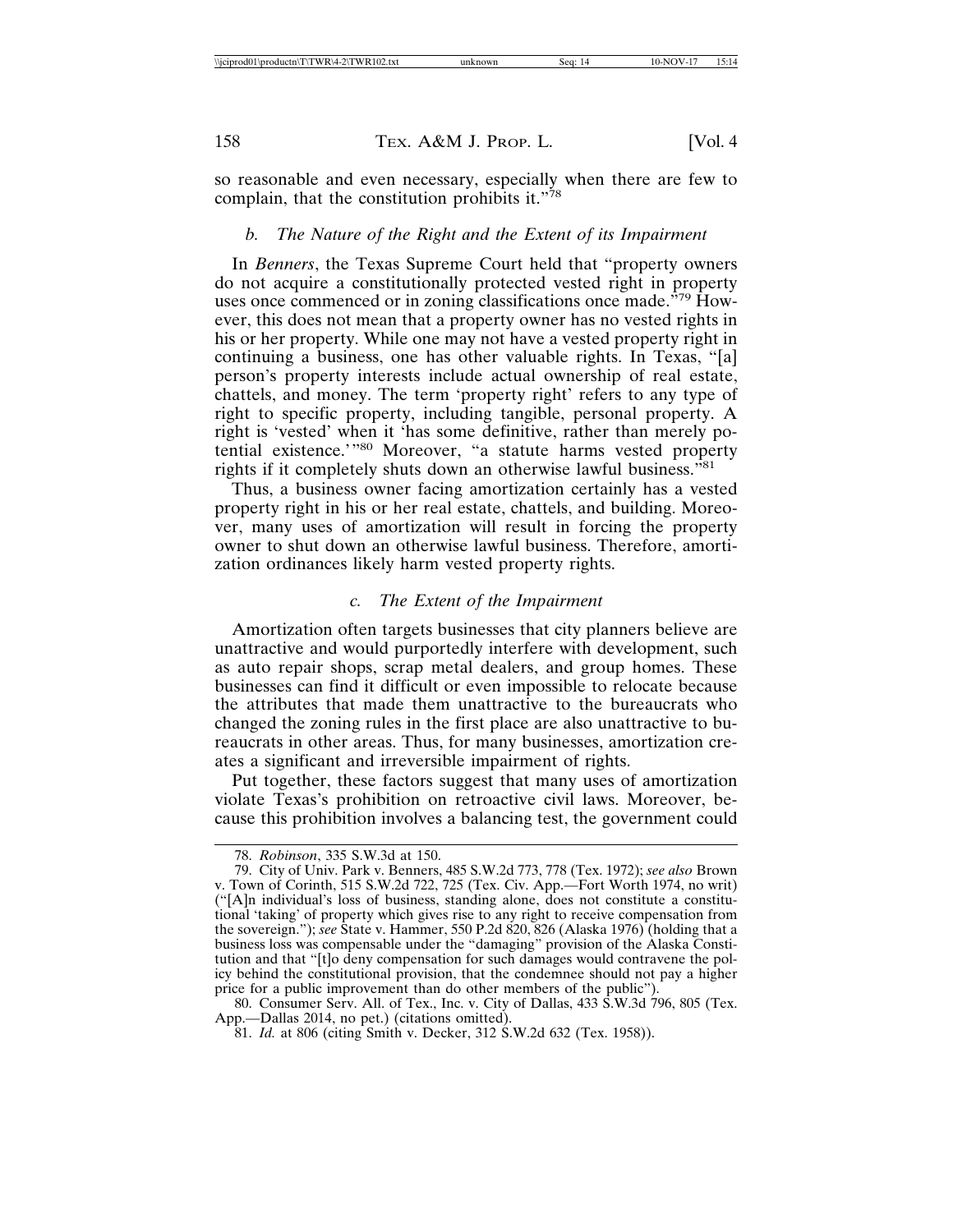so reasonable and even necessary, especially when there are few to complain, that the constitution prohibits it."[78]

### *b. The Nature of the Right and the Extent of its Impairment*

In *Benners*, the Texas Supreme Court held that "property owners do not acquire a constitutionally protected vested right in property uses once commenced or in zoning classifications once made."[79] However, this does not mean that a property owner has no vested rights in his or her property. While one may not have a vested property right in continuing a business, one has other valuable rights. In Texas, "[a] person's property interests include actual ownership of real estate, chattels, and money. The term 'property right' refers to any type of right to specific property, including tangible, personal property. A right is 'vested' when it 'has some definitive, rather than merely potential existence.'"[80] Moreover, "a statute harms vested property rights if it completely shuts down an otherwise lawful business."[81]

Thus, a business owner facing amortization certainly has a vested property right in his or her real estate, chattels, and building. Moreover, many uses of amortization will result in forcing the property owner to shut down an otherwise lawful business. Therefore, amortization ordinances likely harm vested property rights.

### *c. The Extent of the Impairment*

Amortization often targets businesses that city planners believe are unattractive and would purportedly interfere with development, such as auto repair shops, scrap metal dealers, and group homes. These businesses can find it difficult or even impossible to relocate because the attributes that made them unattractive to the bureaucrats who changed the zoning rules in the first place are also unattractive to bureaucrats in other areas. Thus, for many businesses, amortization creates a significant and irreversible impairment of rights.

Put together, these factors suggest that many uses of amortization violate Texas's prohibition on retroactive civil laws. Moreover, because this prohibition involves a balancing test, the government could

---

78. *Robinson*, 335 S.W.3d at 150.

79. City of Univ. Park v. Benners, 485 S.W.2d 773, 778 (Tex. 1972); *see also* Brown v. Town of Corinth, 515 S.W.2d 722, 725 (Tex. Civ. App.—Fort Worth 1974, no writ) ("[A]n individual's loss of business, standing alone, does not constitute a constitutional 'taking' of property which gives rise to any right to receive compensation from the sovereign."); *see* State v. Hammer, 550 P.2d 820, 826 (Alaska 1976) (holding that a business loss was compensable under the "damaging" provision of the Alaska Constitution and that "[t]o deny compensation for such damages would contravene the policy behind the constitutional provision, that the condemnee should not pay a higher price for a public improvement than do other members of the public").

80. Consumer Serv. All. of Tex., Inc. v. City of Dallas, 433 S.W.3d 796, 805 (Tex. App.—Dallas 2014, no pet.) (citations omitted).

81. *Id.* at 806 (citing Smith v. Decker, 312 S.W.2d 632 (Tex. 1958)).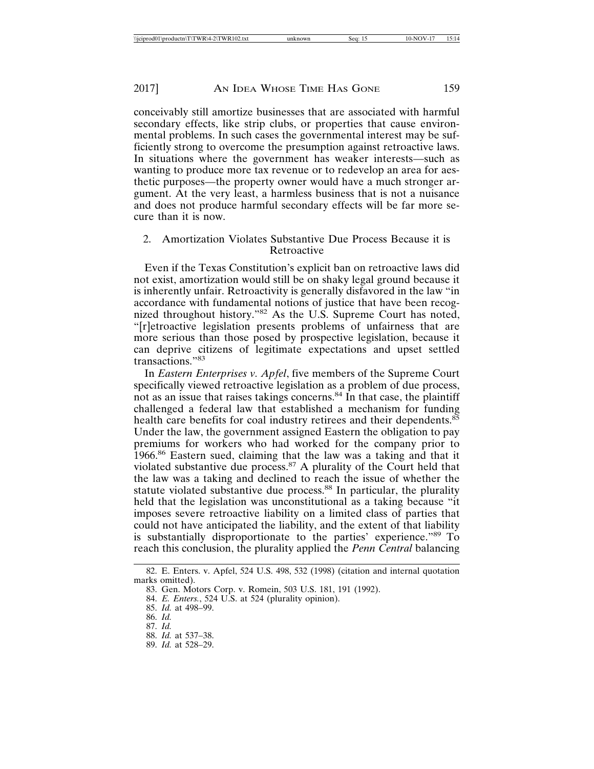conceivably still amortize businesses that are associated with harmful secondary effects, like strip clubs, or properties that cause environmental problems. In such cases the governmental interest may be sufficiently strong to overcome the presumption against retroactive laws. In situations where the government has weaker interests—such as wanting to produce more tax revenue or to redevelop an area for aesthetic purposes—the property owner would have a much stronger argument. At the very least, a harmless business that is not a nuisance and does not produce harmful secondary effects will be far more secure than it is now.

### 2. Amortization Violates Substantive Due Process Because it is Retroactive

Even if the Texas Constitution's explicit ban on retroactive laws did not exist, amortization would still be on shaky legal ground because it is inherently unfair. Retroactivity is generally disfavored in the law "in accordance with fundamental notions of justice that have been recognized throughout history."[82] As the U.S. Supreme Court has noted, "[r]etroactive legislation presents problems of unfairness that are more serious than those posed by prospective legislation, because it can deprive citizens of legitimate expectations and upset settled transactions."[83]

In *Eastern Enterprises v. Apfel*, five members of the Supreme Court specifically viewed retroactive legislation as a problem of due process, not as an issue that raises takings concerns.[84] In that case, the plaintiff challenged a federal law that established a mechanism for funding health care benefits for coal industry retirees and their dependents.[85] Under the law, the government assigned Eastern the obligation to pay premiums for workers who had worked for the company prior to 1966.[86] Eastern sued, claiming that the law was a taking and that it violated substantive due process.[87] A plurality of the Court held that the law was a taking and declined to reach the issue of whether the statute violated substantive due process.[88] In particular, the plurality held that the legislation was unconstitutional as a taking because "it imposes severe retroactive liability on a limited class of parties that could not have anticipated the liability, and the extent of that liability is substantially disproportionate to the parties' experience."[89] To reach this conclusion, the plurality applied the *Penn Central* balancing

---

82. E. Enters. v. Apfel, 524 U.S. 498, 532 (1998) (citation and internal quotation marks omitted).

83. Gen. Motors Corp. v. Romein, 503 U.S. 181, 191 (1992).

84. *E. Enters.*, 524 U.S. at 524 (plurality opinion).

85. *Id.* at 498–99.

86. *Id.*

87. *Id.*

88. *Id.* at 537–38.

89. *Id.* at 528–29.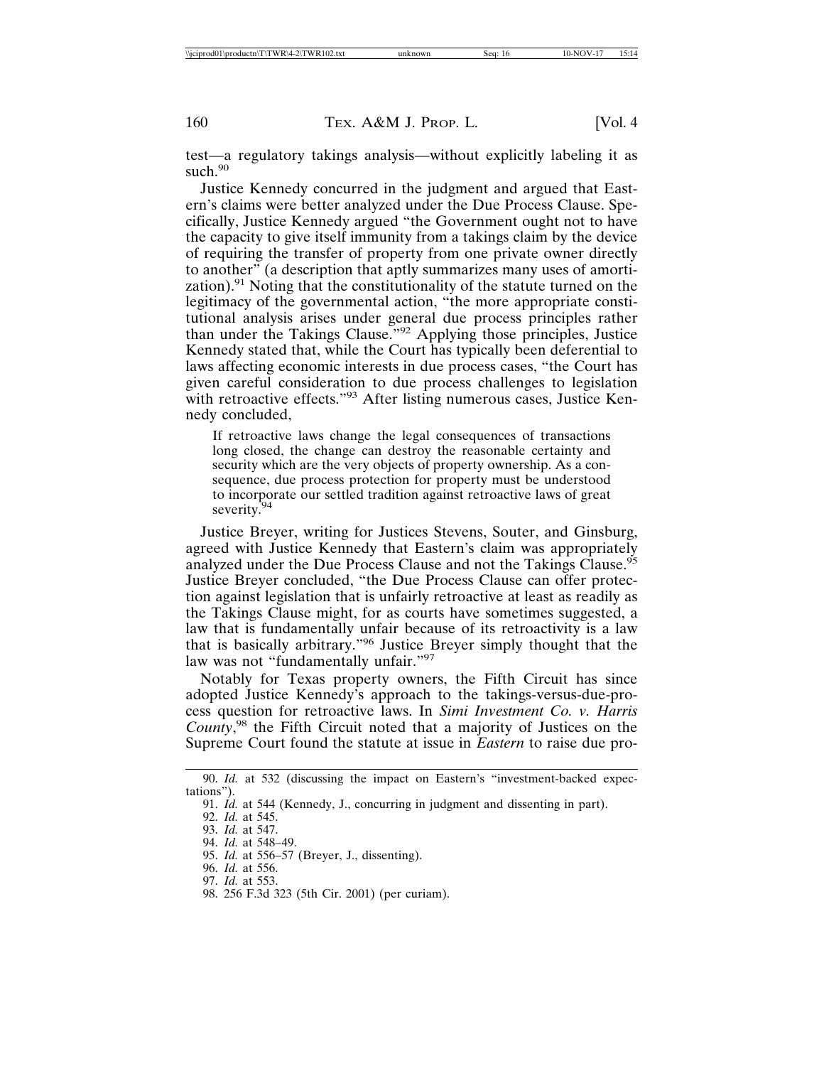test—a regulatory takings analysis—without explicitly labeling it as such.[90]

Justice Kennedy concurred in the judgment and argued that Eastern's claims were better analyzed under the Due Process Clause. Specifically, Justice Kennedy argued "the Government ought not to have the capacity to give itself immunity from a takings claim by the device of requiring the transfer of property from one private owner directly to another" (a description that aptly summarizes many uses of amortization).[91] Noting that the constitutionality of the statute turned on the legitimacy of the governmental action, "the more appropriate constitutional analysis arises under general due process principles rather than under the Takings Clause."[92] Applying those principles, Justice Kennedy stated that, while the Court has typically been deferential to laws affecting economic interests in due process cases, "the Court has given careful consideration to due process challenges to legislation with retroactive effects."[93] After listing numerous cases, Justice Kennedy concluded,

> If retroactive laws change the legal consequences of transactions long closed, the change can destroy the reasonable certainty and security which are the very objects of property ownership. As a consequence, due process protection for property must be understood to incorporate our settled tradition against retroactive laws of great severity.[94]

Justice Breyer, writing for Justices Stevens, Souter, and Ginsburg, agreed with Justice Kennedy that Eastern's claim was appropriately analyzed under the Due Process Clause and not the Takings Clause.[95] Justice Breyer concluded, "the Due Process Clause can offer protection against legislation that is unfairly retroactive at least as readily as the Takings Clause might, for as courts have sometimes suggested, a law that is fundamentally unfair because of its retroactivity is a law that is basically arbitrary."[96] Justice Breyer simply thought that the law was not "fundamentally unfair."[97]

Notably for Texas property owners, the Fifth Circuit has since adopted Justice Kennedy's approach to the takings-versus-due-process question for retroactive laws. In *Simi Investment Co. v. Harris County*,[98] the Fifth Circuit noted that a majority of Justices on the Supreme Court found the statute at issue in *Eastern* to raise due pro-

---

90. *Id.* at 532 (discussing the impact on Eastern's "investment-backed expectations").

91. *Id.* at 544 (Kennedy, J., concurring in judgment and dissenting in part).

92. *Id.* at 545.

93. *Id.* at 547.

94. *Id.* at 548–49.

95. *Id.* at 556–57 (Breyer, J., dissenting).

96. *Id.* at 556.

97. *Id.* at 553.

98. 256 F.3d 323 (5th Cir. 2001) (per curiam).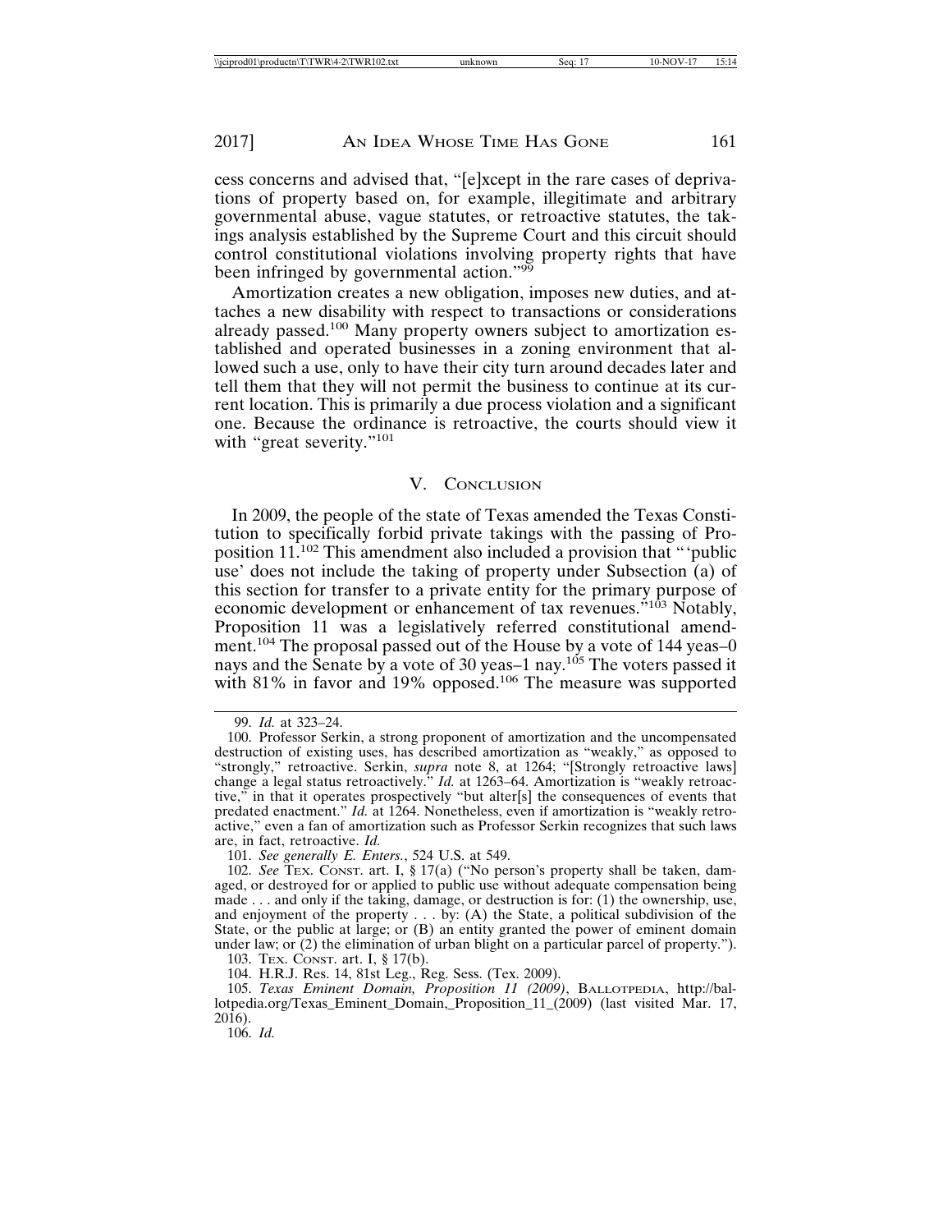cess concerns and advised that, "[e]xcept in the rare cases of deprivations of property based on, for example, illegitimate and arbitrary governmental abuse, vague statutes, or retroactive statutes, the takings analysis established by the Supreme Court and this circuit should control constitutional violations involving property rights that have been infringed by governmental action."[99]

Amortization creates a new obligation, imposes new duties, and attaches a new disability with respect to transactions or considerations already passed.[100] Many property owners subject to amortization established and operated businesses in a zoning environment that allowed such a use, only to have their city turn around decades later and tell them that they will not permit the business to continue at its current location. This is primarily a due process violation and a significant one. Because the ordinance is retroactive, the courts should view it with "great severity."[101]

## V. Conclusion

In 2009, the people of the state of Texas amended the Texas Constitution to specifically forbid private takings with the passing of Proposition 11.[102] This amendment also included a provision that "'public use' does not include the taking of property under Subsection (a) of this section for transfer to a private entity for the primary purpose of economic development or enhancement of tax revenues."[103] Notably, Proposition 11 was a legislatively referred constitutional amendment.[104] The proposal passed out of the House by a vote of 144 yeas–0 nays and the Senate by a vote of 30 yeas–1 nay.[105] The voters passed it with 81% in favor and 19% opposed.[106] The measure was supported

---

99. *Id.* at 323–24.

100. Professor Serkin, a strong proponent of amortization and the uncompensated destruction of existing uses, has described amortization as "weakly," as opposed to "strongly," retroactive. Serkin, *supra* note 8, at 1264; "[Strongly retroactive laws] change a legal status retroactively." *Id.* at 1263–64. Amortization is "weakly retroactive," in that it operates prospectively "but alter[s] the consequences of events that predated enactment." *Id.* at 1264. Nonetheless, even if amortization is "weakly retroactive," even a fan of amortization such as Professor Serkin recognizes that such laws are, in fact, retroactive. *Id.*

101. *See generally E. Enters.*, 524 U.S. at 549.

102. *See* Tex. Const. art. I, § 17(a) ("No person's property shall be taken, damaged, or destroyed for or applied to public use without adequate compensation being made . . . and only if the taking, damage, or destruction is for: (1) the ownership, use, and enjoyment of the property . . . by: (A) the State, a political subdivision of the State, or the public at large; or (B) an entity granted the power of eminent domain under law; or (2) the elimination of urban blight on a particular parcel of property.").

103. Tex. Const. art. I, § 17(b).

104. H.R.J. Res. 14, 81st Leg., Reg. Sess. (Tex. 2009).

105. *Texas Eminent Domain, Proposition 11 (2009)*, Ballotpedia, http://ballotpedia.org/Texas_Eminent_Domain,_Proposition_11_(2009) (last visited Mar. 17, 2016).

106. *Id.*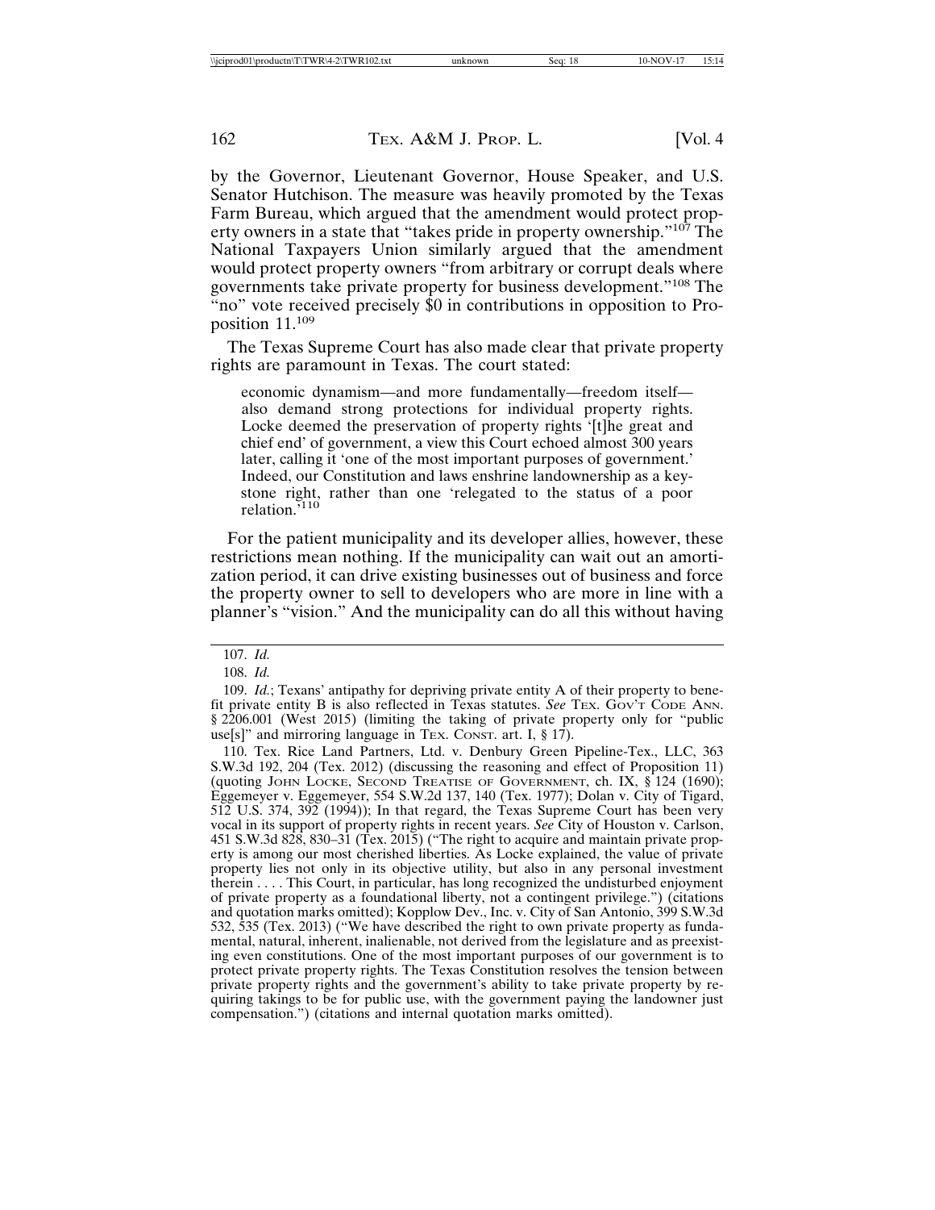by the Governor, Lieutenant Governor, House Speaker, and U.S. Senator Hutchison. The measure was heavily promoted by the Texas Farm Bureau, which argued that the amendment would protect property owners in a state that "takes pride in property ownership."[107] The National Taxpayers Union similarly argued that the amendment would protect property owners "from arbitrary or corrupt deals where governments take private property for business development."[108] The "no" vote received precisely $0 in contributions in opposition to Proposition 11.[109]

The Texas Supreme Court has also made clear that private property rights are paramount in Texas. The court stated:

> economic dynamism—and more fundamentally—freedom itself—also demand strong protections for individual property rights. Locke deemed the preservation of property rights '[t]he great and chief end' of government, a view this Court echoed almost 300 years later, calling it 'one of the most important purposes of government.' Indeed, our Constitution and laws enshrine landownership as a keystone right, rather than one 'relegated to the status of a poor relation.'[110]

For the patient municipality and its developer allies, however, these restrictions mean nothing. If the municipality can wait out an amortization period, it can drive existing businesses out of business and force the property owner to sell to developers who are more in line with a planner's "vision." And the municipality can do all this without having

---

107. *Id.*

108. *Id.*

109. *Id.*; Texans' antipathy for depriving private entity A of their property to benefit private entity B is also reflected in Texas statutes. *See* Tex. Gov't Code Ann. § 2206.001 (West 2015) (limiting the taking of private property only for "public use[s]" and mirroring language in Tex. Const. art. I, § 17).

110. Tex. Rice Land Partners, Ltd. v. Denbury Green Pipeline-Tex., LLC, 363 S.W.3d 192, 204 (Tex. 2012) (discussing the reasoning and effect of Proposition 11) (quoting John Locke, Second Treatise of Government, ch. IX, § 124 (1690); Eggemeyer v. Eggemeyer, 554 S.W.2d 137, 140 (Tex. 1977); Dolan v. City of Tigard, 512 U.S. 374, 392 (1994)); In that regard, the Texas Supreme Court has been very vocal in its support of property rights in recent years. *See* City of Houston v. Carlson, 451 S.W.3d 828, 830–31 (Tex. 2015) ("The right to acquire and maintain private property is among our most cherished liberties. As Locke explained, the value of private property lies not only in its objective utility, but also in any personal investment therein . . . . This Court, in particular, has long recognized the undisturbed enjoyment of private property as a foundational liberty, not a contingent privilege.") (citations and quotation marks omitted); Kopplow Dev., Inc. v. City of San Antonio, 399 S.W.3d 532, 535 (Tex. 2013) ("We have described the right to own private property as fundamental, natural, inherent, inalienable, not derived from the legislature and as preexisting even constitutions. One of the most important purposes of our government is to protect private property rights. The Texas Constitution resolves the tension between private property rights and the government's ability to take private property by requiring takings to be for public use, with the government paying the landowner just compensation.") (citations and internal quotation marks omitted).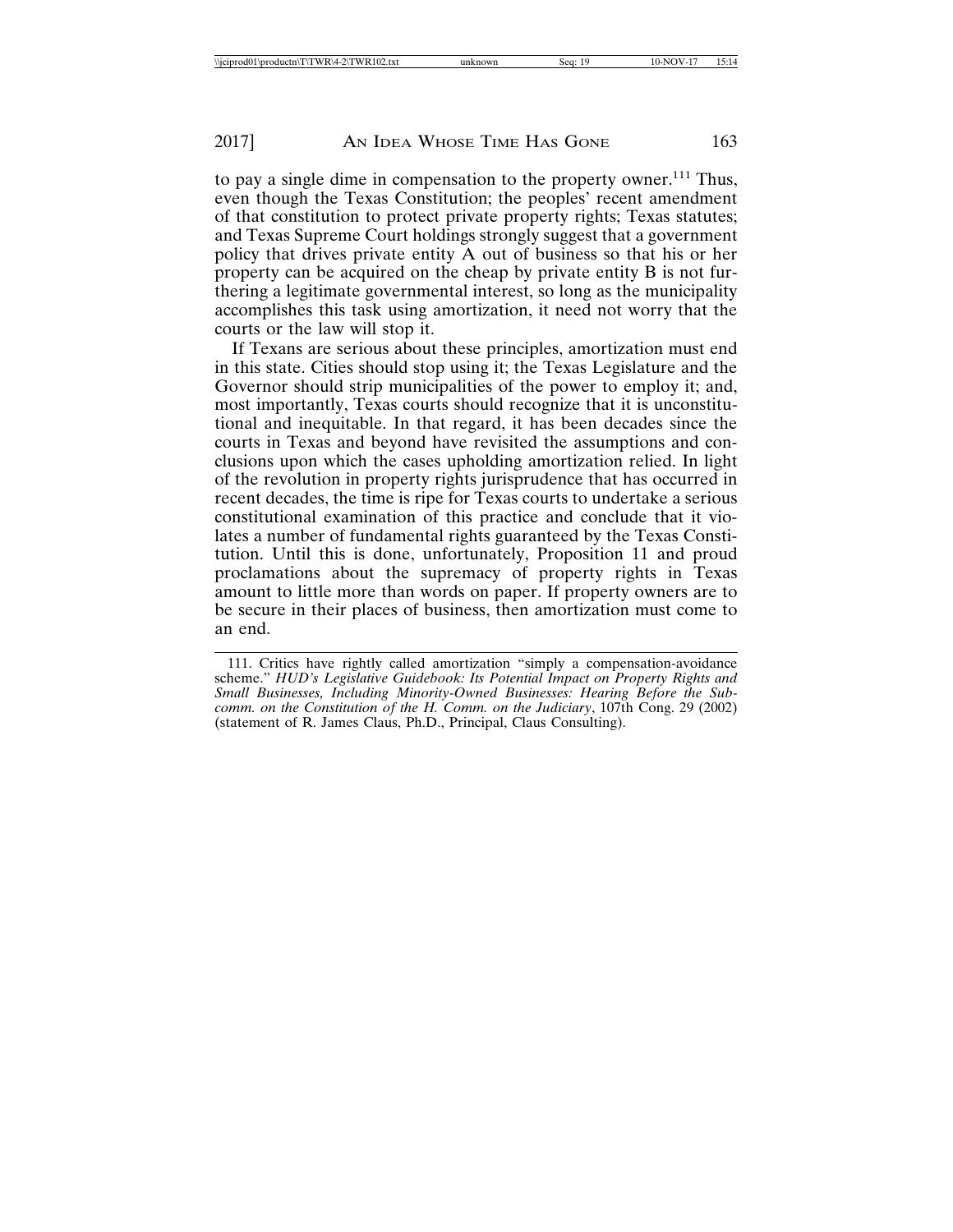to pay a single dime in compensation to the property owner.[111] Thus, even though the Texas Constitution; the peoples' recent amendment of that constitution to protect private property rights; Texas statutes; and Texas Supreme Court holdings strongly suggest that a government policy that drives private entity A out of business so that his or her property can be acquired on the cheap by private entity B is not furthering a legitimate governmental interest, so long as the municipality accomplishes this task using amortization, it need not worry that the courts or the law will stop it.

If Texans are serious about these principles, amortization must end in this state. Cities should stop using it; the Texas Legislature and the Governor should strip municipalities of the power to employ it; and, most importantly, Texas courts should recognize that it is unconstitutional and inequitable. In that regard, it has been decades since the courts in Texas and beyond have revisited the assumptions and conclusions upon which the cases upholding amortization relied. In light of the revolution in property rights jurisprudence that has occurred in recent decades, the time is ripe for Texas courts to undertake a serious constitutional examination of this practice and conclude that it violates a number of fundamental rights guaranteed by the Texas Constitution. Until this is done, unfortunately, Proposition 11 and proud proclamations about the supremacy of property rights in Texas amount to little more than words on paper. If property owners are to be secure in their places of business, then amortization must come to an end.

---

111. Critics have rightly called amortization "simply a compensation-avoidance scheme." *HUD's Legislative Guidebook: Its Potential Impact on Property Rights and Small Businesses, Including Minority-Owned Businesses: Hearing Before the Subcomm. on the Constitution of the H. Comm. on the Judiciary*, 107th Cong. 29 (2002) (statement of R. James Claus, Ph.D., Principal, Claus Consulting).